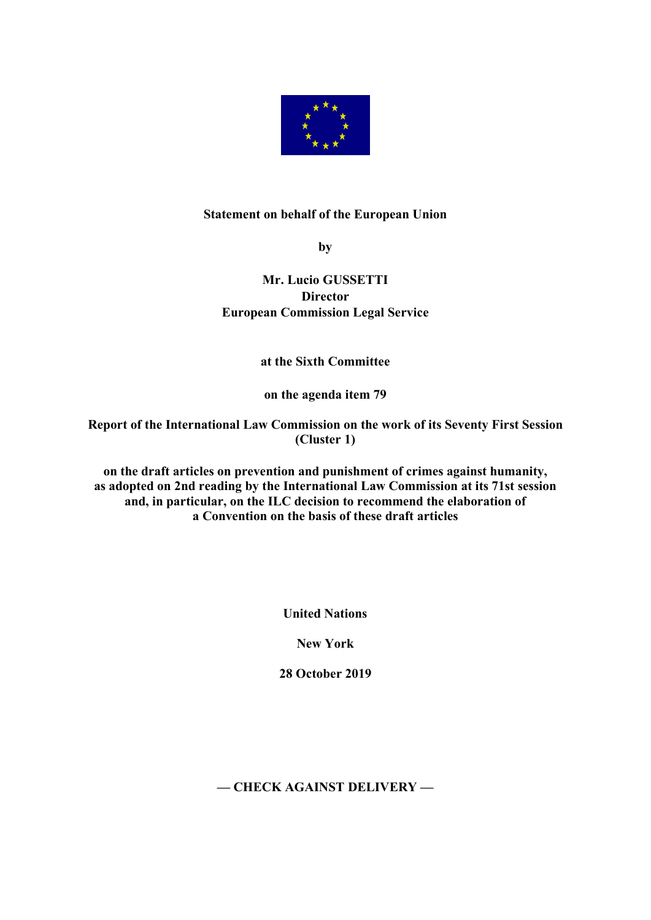**Statement on behalf of the European Union**

**by**

**Mr. Lucio GUSSETTI**
**Director**
**European Commission Legal Service**

**at the Sixth Committee**

**on the agenda item 79**

**Report of the International Law Commission on the work of its Seventy First Session (Cluster 1)**

**on the draft articles on prevention and punishment of crimes against humanity, as adopted on 2nd reading by the International Law Commission at its 71st session and, in particular, on the ILC decision to recommend the elaboration of a Convention on the basis of these draft articles**

**United Nations**

**New York**

**28 October 2019**

**— CHECK AGAINST DELIVERY —**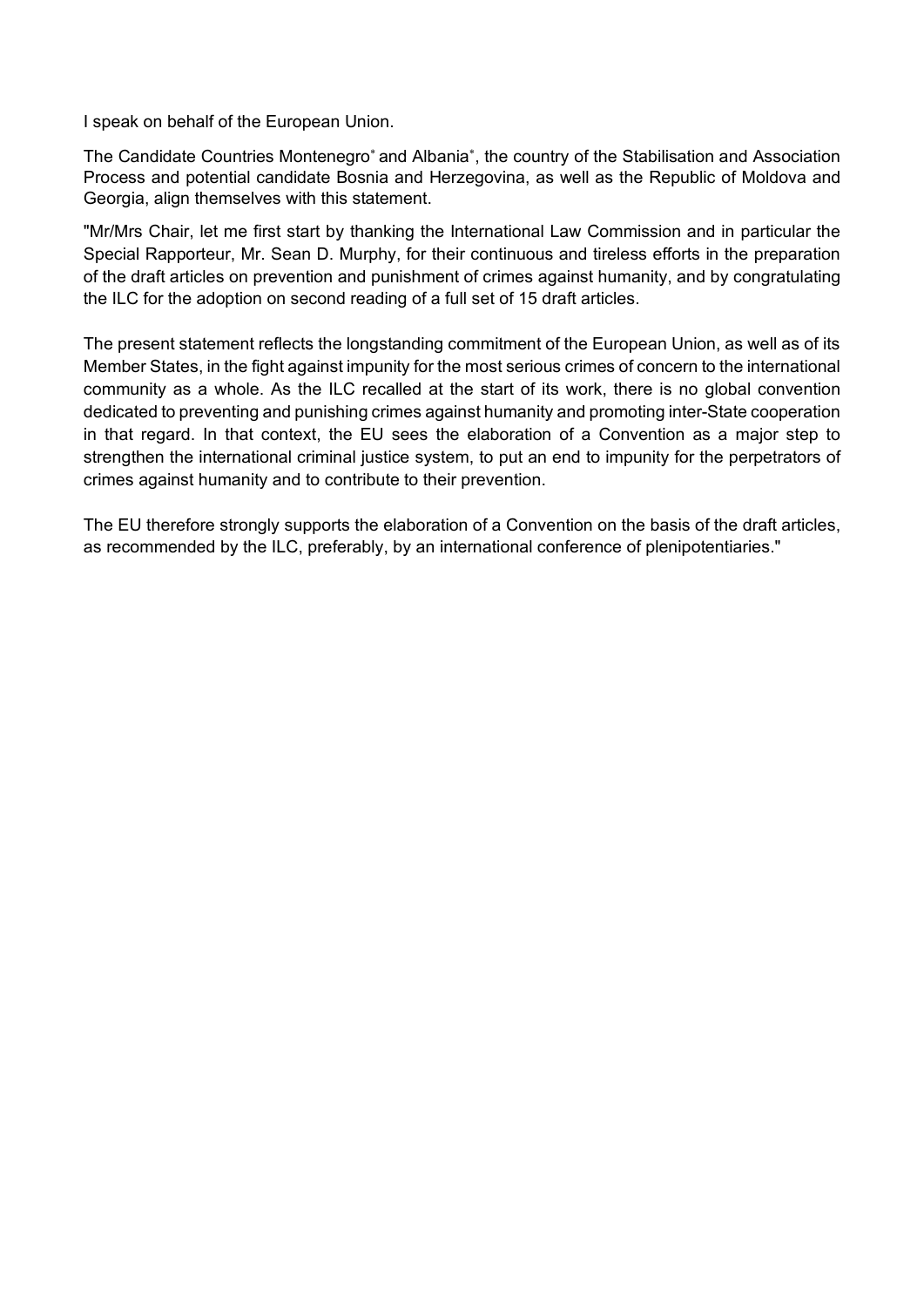I speak on behalf of the European Union.

The Candidate Countries Montenegro* and Albania*, the country of the Stabilisation and Association Process and potential candidate Bosnia and Herzegovina, as well as the Republic of Moldova and Georgia, align themselves with this statement.

"Mr/Mrs Chair, let me first start by thanking the International Law Commission and in particular the Special Rapporteur, Mr. Sean D. Murphy, for their continuous and tireless efforts in the preparation of the draft articles on prevention and punishment of crimes against humanity, and by congratulating the ILC for the adoption on second reading of a full set of 15 draft articles.

The present statement reflects the longstanding commitment of the European Union, as well as of its Member States, in the fight against impunity for the most serious crimes of concern to the international community as a whole. As the ILC recalled at the start of its work, there is no global convention dedicated to preventing and punishing crimes against humanity and promoting inter-State cooperation in that regard. In that context, the EU sees the elaboration of a Convention as a major step to strengthen the international criminal justice system, to put an end to impunity for the perpetrators of crimes against humanity and to contribute to their prevention.

The EU therefore strongly supports the elaboration of a Convention on the basis of the draft articles, as recommended by the ILC, preferably, by an international conference of plenipotentiaries."